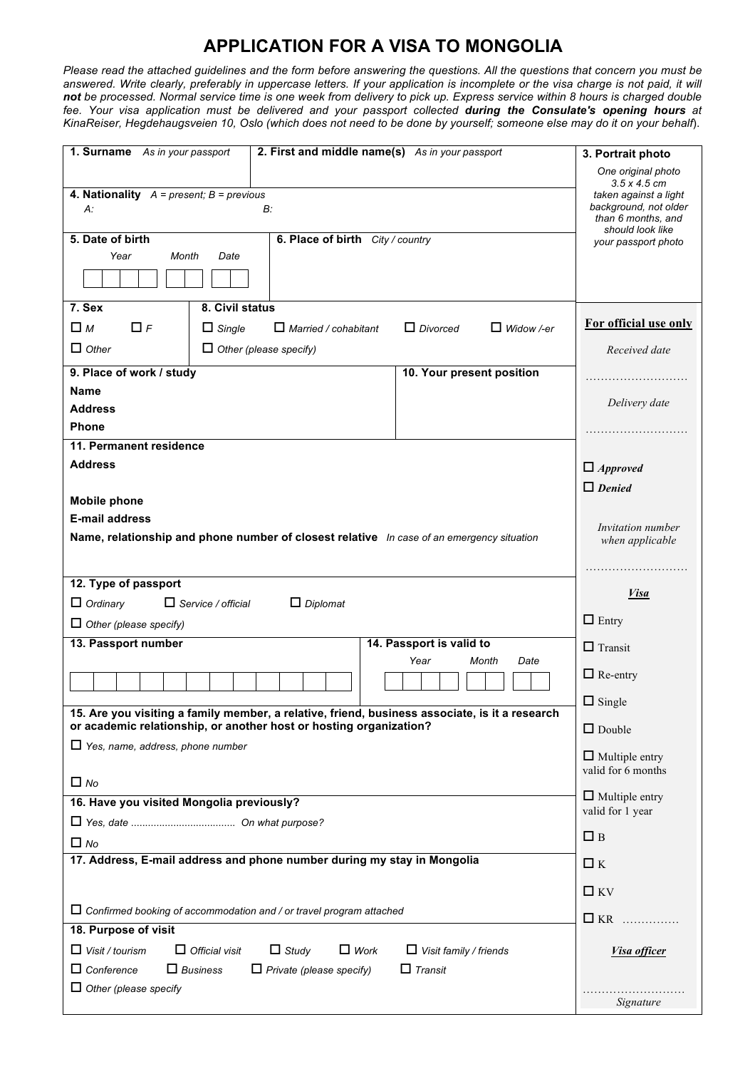# APPLICATION FOR A VISA TO MONGOLIA

*Please read the attached guidelines and the form before answering the questions. All the questions that concern you must be answered. Write clearly, preferably in uppercase letters. If your application is incomplete or the visa charge is not paid, it will **not** be processed. Normal service time is one week from delivery to pick up. Express service within 8 hours is charged double fee. Your visa application must be delivered and your passport collected **during the Consulate's opening hours** at KinaReiser, Hegdehaugsveien 10, Oslo (which does not need to be done by yourself; someone else may do it on your behalf).*

**1. Surname** *As in your passport*

**2. First and middle name(s)** *As in your passport*

**3. Portrait photo**
*One original photo 3.5 x 4.5 cm taken against a light background, not older than 6 months, and should look like your passport photo*

**4. Nationality** *A = present; B = previous*
*A:* *B:*

**5. Date of birth**
*Year* *Month* *Date*

**6. Place of birth** *City / country*

**7. Sex**
☐ *M* ☐ *F*
☐ *Other*

**8. Civil status**
☐ *Single* ☐ *Married / cohabitant* ☐ *Divorced* ☐ *Widow /-er*
☐ *Other (please specify)*

**9. Place of work / study**
**Name**
**Address**
**Phone**

**10. Your present position**

**11. Permanent residence**
**Address**
**Mobile phone**
**E-mail address**
**Name, relationship and phone number of closest relative** *In case of an emergency situation*

**12. Type of passport**
☐ *Ordinary* ☐ *Service / official* ☐ *Diplomat*
☐ *Other (please specify)*

**13. Passport number**

**14. Passport is valid to**
*Year* *Month* *Date*

**15. Are you visiting a family member, a relative, friend, business associate, is it a research or academic relationship, or another host or hosting organization?**
☐ *Yes, name, address, phone number*
☐ *No*

**16. Have you visited Mongolia previously?**
☐ *Yes, date* .................................... *On what purpose?*
☐ *No*

**17. Address, E-mail address and phone number during my stay in Mongolia**
☐ *Confirmed booking of accommodation and / or travel program attached*

**18. Purpose of visit**
☐ *Visit / tourism* ☐ *Official visit* ☐ *Study* ☐ *Work* ☐ *Visit family / friends*
☐ *Conference* ☐ *Business* ☐ *Private (please specify)* ☐ *Transit*
☐ *Other (please specify*

---

**For official use only**

*Received date*
...........................

*Delivery date*
...........................

☐ ***Approved***
☐ ***Denied***

*Invitation number when applicable*
...........................

***Visa***
☐ Entry
☐ Transit
☐ Re-entry
☐ Single
☐ Double
☐ Multiple entry valid for 6 months
☐ Multiple entry valid for 1 year
☐ B
☐ K
☐ KV
☐ KR ..............

***Visa officer***

...........................
*Signature*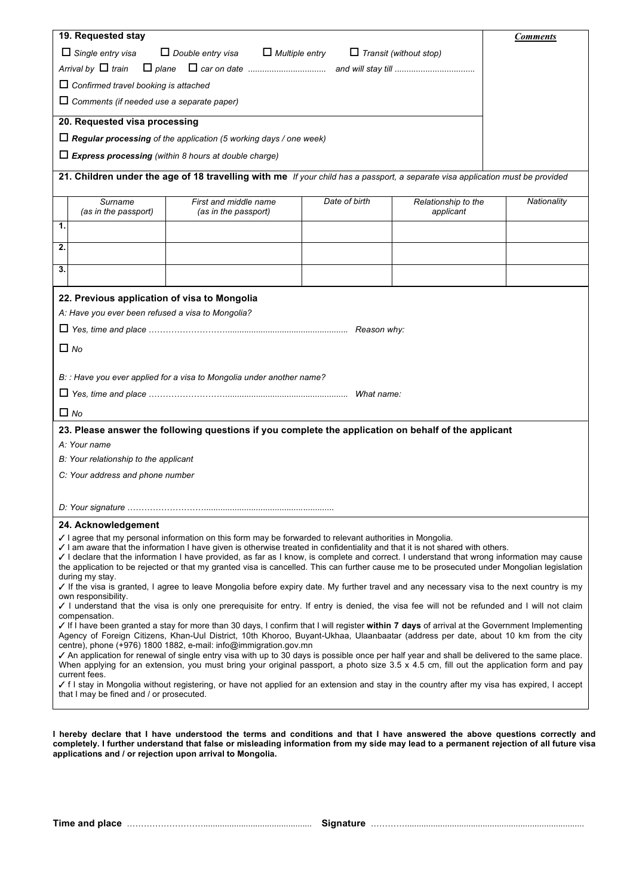## 19. Requested stay

*Comments*

☐ *Single entry visa* ☐ *Double entry visa* ☐ *Multiple entry* ☐ *Transit (without stop)*

*Arrival by* ☐ *train* ☐ *plane* ☐ *car on date* ................................ *and will stay till* .................................

☐ *Confirmed travel booking is attached*

☐ *Comments (if needed use a separate paper)*

## 20. Requested visa processing

☐ ***Regular processing*** *of the application (5 working days / one week)*

☐ ***Express processing*** *(within 8 hours at double charge)*

## 21. Children under the age of 18 travelling with me *If your child has a passport, a separate visa application must be provided*

| | Surname (as in the passport) | First and middle name (as in the passport) | Date of birth | Relationship to the applicant | Nationality |
|---|---|---|---|---|---|
| 1. | | | | | |
| 2. | | | | | |
| 3. | | | | | |

## 22. Previous application of visa to Mongolia

*A: Have you ever been refused a visa to Mongolia?*

☐ *Yes, time and place* ……………………….................................................. *Reason why:*

☐ *No*

*B: : Have you ever applied for a visa to Mongolia under another name?*

☐ *Yes, time and place* ……………………….................................................. *What name:*

☐ *No*

## 23. Please answer the following questions if you complete the application on behalf of the applicant

*A: Your name*

*B: Your relationship to the applicant*

*C: Your address and phone number*

*D: Your signature* ……………………….......................................................

## 24. Acknowledgement

✓ I agree that my personal information on this form may be forwarded to relevant authorities in Mongolia.

✓ I am aware that the information I have given is otherwise treated in confidentiality and that it is not shared with others.

✓ I declare that the information I have provided, as far as I know, is complete and correct. I understand that wrong information may cause the application to be rejected or that my granted visa is cancelled. This can further cause me to be prosecuted under Mongolian legislation during my stay.

✓ If the visa is granted, I agree to leave Mongolia before expiry date. My further travel and any necessary visa to the next country is my own responsibility.

✓ I understand that the visa is only one prerequisite for entry. If entry is denied, the visa fee will not be refunded and I will not claim compensation.

✓ If I have been granted a stay for more than 30 days, I confirm that I will register **within 7 days** of arrival at the Government Implementing Agency of Foreign Citizens, Khan-Uul District, 10th Khoroo, Buyant-Ukhaa, Ulaanbaatar (address per date, about 10 km from the city centre), phone (+976) 1800 1882, e-mail: info@immigration.gov.mn

✓ An application for renewal of single entry visa with up to 30 days is possible once per half year and shall be delivered to the same place. When applying for an extension, you must bring your original passport, a photo size 3.5 x 4.5 cm, fill out the application form and pay current fees.

✓ f I stay in Mongolia without registering, or have not applied for an extension and stay in the country after my visa has expired, I accept that I may be fined and / or prosecuted.

**I hereby declare that I have understood the terms and conditions and that I have answered the above questions correctly and completely. I further understand that false or misleading information from my side may lead to a permanent rejection of all future visa applications and / or rejection upon arrival to Mongolia.**

**Time and place** ………………………............................................ **Signature** …………............................................................................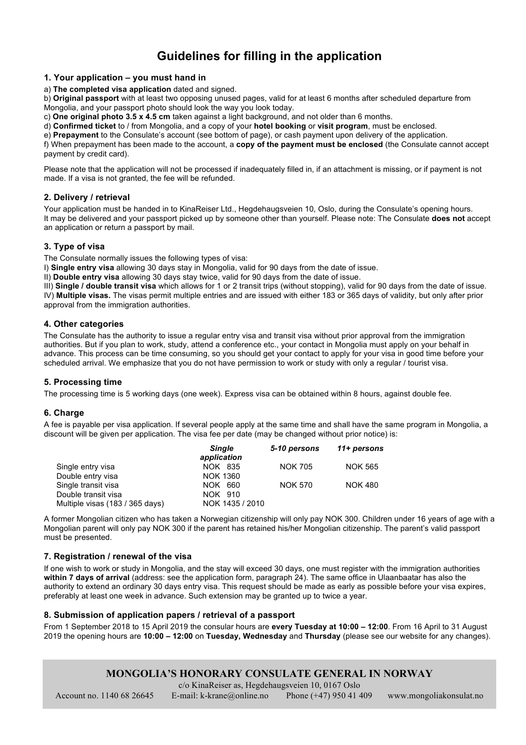# Guidelines for filling in the application

### 1. Your application – you must hand in

a) **The completed visa application** dated and signed.

b) **Original passport** with at least two opposing unused pages, valid for at least 6 months after scheduled departure from Mongolia, and your passport photo should look the way you look today.

c) **One original photo 3.5 x 4.5 cm** taken against a light background, and not older than 6 months.

d) **Confirmed ticket** to / from Mongolia, and a copy of your **hotel booking** or **visit program**, must be enclosed.

e) **Prepayment** to the Consulate's account (see bottom of page), or cash payment upon delivery of the application.

f) When prepayment has been made to the account, a **copy of the payment must be enclosed** (the Consulate cannot accept payment by credit card).

Please note that the application will not be processed if inadequately filled in, if an attachment is missing, or if payment is not made. If a visa is not granted, the fee will be refunded.

### 2. Delivery / retrieval

Your application must be handed in to KinaReiser Ltd., Hegdehaugsveien 10, Oslo, during the Consulate's opening hours. It may be delivered and your passport picked up by someone other than yourself. Please note: The Consulate **does not** accept an application or return a passport by mail.

### 3. Type of visa

The Consulate normally issues the following types of visa:

I) **Single entry visa** allowing 30 days stay in Mongolia, valid for 90 days from the date of issue.

II) **Double entry visa** allowing 30 days stay twice, valid for 90 days from the date of issue.

III) **Single / double transit visa** which allows for 1 or 2 transit trips (without stopping), valid for 90 days from the date of issue.

IV) **Multiple visas.** The visas permit multiple entries and are issued with either 183 or 365 days of validity, but only after prior approval from the immigration authorities.

### 4. Other categories

The Consulate has the authority to issue a regular entry visa and transit visa without prior approval from the immigration authorities. But if you plan to work, study, attend a conference etc., your contact in Mongolia must apply on your behalf in advance. This process can be time consuming, so you should get your contact to apply for your visa in good time before your scheduled arrival. We emphasize that you do not have permission to work or study with only a regular / tourist visa.

### 5. Processing time

The processing time is 5 working days (one week). Express visa can be obtained within 8 hours, against double fee.

### 6. Charge

A fee is payable per visa application. If several people apply at the same time and shall have the same program in Mongolia, a discount will be given per application. The visa fee per date (may be changed without prior notice) is:

| | *Single application* | *5-10 persons* | *11+ persons* |
|---|---|---|---|
| Single entry visa | NOK 835 | NOK 705 | NOK 565 |
| Double entry visa | NOK 1360 | | |
| Single transit visa | NOK 660 | NOK 570 | NOK 480 |
| Double transit visa | NOK 910 | | |
| Multiple visas (183 / 365 days) | NOK 1435 / 2010 | | |

A former Mongolian citizen who has taken a Norwegian citizenship will only pay NOK 300. Children under 16 years of age with a Mongolian parent will only pay NOK 300 if the parent has retained his/her Mongolian citizenship. The parent's valid passport must be presented.

### 7. Registration / renewal of the visa

If one wish to work or study in Mongolia, and the stay will exceed 30 days, one must register with the immigration authorities **within 7 days of arrival** (address: see the application form, paragraph 24). The same office in Ulaanbaatar has also the authority to extend an ordinary 30 days entry visa. This request should be made as early as possible before your visa expires, preferably at least one week in advance. Such extension may be granted up to twice a year.

### 8. Submission of application papers / retrieval of a passport

From 1 September 2018 to 15 April 2019 the consular hours are **every Tuesday at 10:00 – 12:00**. From 16 April to 31 August 2019 the opening hours are **10:00 – 12:00** on **Tuesday, Wednesday** and **Thursday** (please see our website for any changes).

**MONGOLIA'S HONORARY CONSULATE GENERAL IN NORWAY**

c/o KinaReiser as, Hegdehaugsveien 10, 0167 Oslo

Account no. 1140 68 26645 E-mail: k-krane@online.no Phone (+47) 950 41 409 www.mongoliakonsulat.no